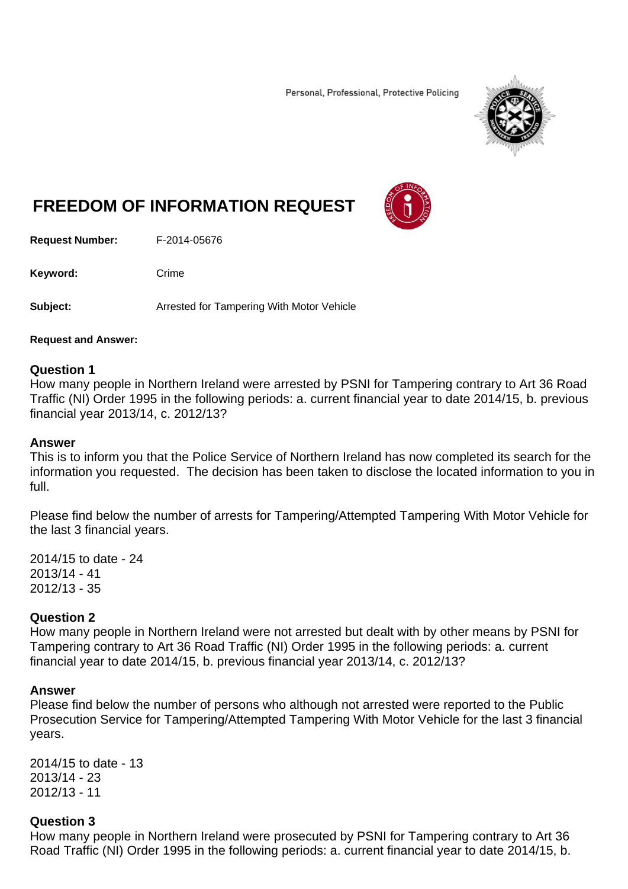Personal, Professional, Protective Policing

# FREEDOM OF INFORMATION REQUEST

**Request Number:** F-2014-05676

**Keyword:** Crime

**Subject:** Arrested for Tampering With Motor Vehicle

**Request and Answer:**

### Question 1

How many people in Northern Ireland were arrested by PSNI for Tampering contrary to Art 36 Road Traffic (NI) Order 1995 in the following periods: a. current financial year to date 2014/15, b. previous financial year 2013/14, c. 2012/13?

### Answer

This is to inform you that the Police Service of Northern Ireland has now completed its search for the information you requested. The decision has been taken to disclose the located information to you in full.

Please find below the number of arrests for Tampering/Attempted Tampering With Motor Vehicle for the last 3 financial years.

2014/15 to date - 24
2013/14 - 41
2012/13 - 35

### Question 2

How many people in Northern Ireland were not arrested but dealt with by other means by PSNI for Tampering contrary to Art 36 Road Traffic (NI) Order 1995 in the following periods: a. current financial year to date 2014/15, b. previous financial year 2013/14, c. 2012/13?

### Answer

Please find below the number of persons who although not arrested were reported to the Public Prosecution Service for Tampering/Attempted Tampering With Motor Vehicle for the last 3 financial years.

2014/15 to date - 13
2013/14 - 23
2012/13 - 11

### Question 3

How many people in Northern Ireland were prosecuted by PSNI for Tampering contrary to Art 36 Road Traffic (NI) Order 1995 in the following periods: a. current financial year to date 2014/15, b.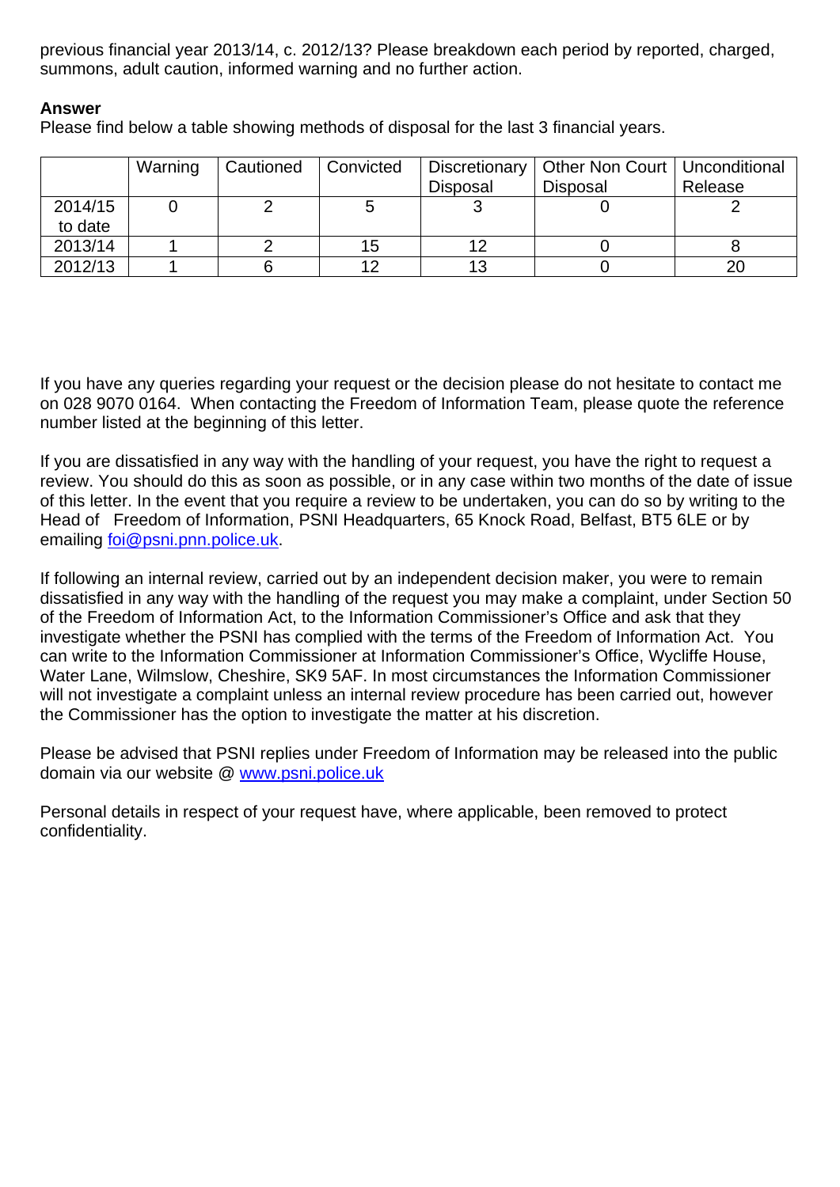previous financial year 2013/14, c. 2012/13? Please breakdown each period by reported, charged, summons, adult caution, informed warning and no further action.

**Answer**

Please find below a table showing methods of disposal for the last 3 financial years.

| | Warning | Cautioned | Convicted | Discretionary Disposal | Other Non Court Disposal | Unconditional Release |
|---|---|---|---|---|---|---|
| 2014/15 to date | 0 | 2 | 5 | 3 | 0 | 2 |
| 2013/14 | 1 | 2 | 15 | 12 | 0 | 8 |
| 2012/13 | 1 | 6 | 12 | 13 | 0 | 20 |

If you have any queries regarding your request or the decision please do not hesitate to contact me on 028 9070 0164. When contacting the Freedom of Information Team, please quote the reference number listed at the beginning of this letter.

If you are dissatisfied in any way with the handling of your request, you have the right to request a review. You should do this as soon as possible, or in any case within two months of the date of issue of this letter. In the event that you require a review to be undertaken, you can do so by writing to the Head of Freedom of Information, PSNI Headquarters, 65 Knock Road, Belfast, BT5 6LE or by emailing [foi@psni.pnn.police.uk](mailto:foi@psni.pnn.police.uk).

If following an internal review, carried out by an independent decision maker, you were to remain dissatisfied in any way with the handling of the request you may make a complaint, under Section 50 of the Freedom of Information Act, to the Information Commissioner's Office and ask that they investigate whether the PSNI has complied with the terms of the Freedom of Information Act. You can write to the Information Commissioner at Information Commissioner's Office, Wycliffe House, Water Lane, Wilmslow, Cheshire, SK9 5AF. In most circumstances the Information Commissioner will not investigate a complaint unless an internal review procedure has been carried out, however the Commissioner has the option to investigate the matter at his discretion.

Please be advised that PSNI replies under Freedom of Information may be released into the public domain via our website @ [www.psni.police.uk](http://www.psni.police.uk)

Personal details in respect of your request have, where applicable, been removed to protect confidentiality.